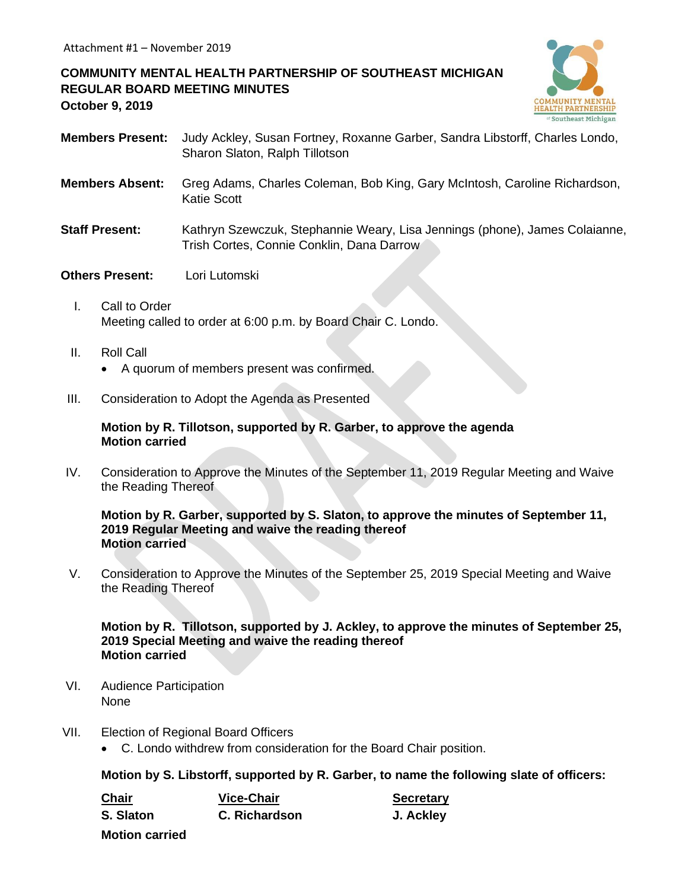Attachment #1 – November 2019

**COMMUNITY MENTAL HEALTH PARTNERSHIP OF SOUTHEAST MICHIGAN**
**REGULAR BOARD MEETING MINUTES**
**October 9, 2019**

**Members Present:** Judy Ackley, Susan Fortney, Roxanne Garber, Sandra Libstorff, Charles Londo, Sharon Slaton, Ralph Tillotson

**Members Absent:** Greg Adams, Charles Coleman, Bob King, Gary McIntosh, Caroline Richardson, Katie Scott

**Staff Present:** Kathryn Szewczuk, Stephannie Weary, Lisa Jennings (phone), James Colaianne, Trish Cortes, Connie Conklin, Dana Darrow

**Others Present:** Lori Lutomski

I. Call to Order
Meeting called to order at 6:00 p.m. by Board Chair C. Londo.

II. Roll Call
- A quorum of members present was confirmed.

III. Consideration to Adopt the Agenda as Presented

**Motion by R. Tillotson, supported by R. Garber, to approve the agenda**
**Motion carried**

IV. Consideration to Approve the Minutes of the September 11, 2019 Regular Meeting and Waive the Reading Thereof

**Motion by R. Garber, supported by S. Slaton, to approve the minutes of September 11, 2019 Regular Meeting and waive the reading thereof**
**Motion carried**

V. Consideration to Approve the Minutes of the September 25, 2019 Special Meeting and Waive the Reading Thereof

**Motion by R. Tillotson, supported by J. Ackley, to approve the minutes of September 25, 2019 Special Meeting and waive the reading thereof**
**Motion carried**

VI. Audience Participation
None

VII. Election of Regional Board Officers
- C. Londo withdrew from consideration for the Board Chair position.

**Motion by S. Libstorff, supported by R. Garber, to name the following slate of officers:**

| Chair | Vice-Chair | Secretary |
|---|---|---|
| **S. Slaton** | **C. Richardson** | **J. Ackley** |

**Motion carried**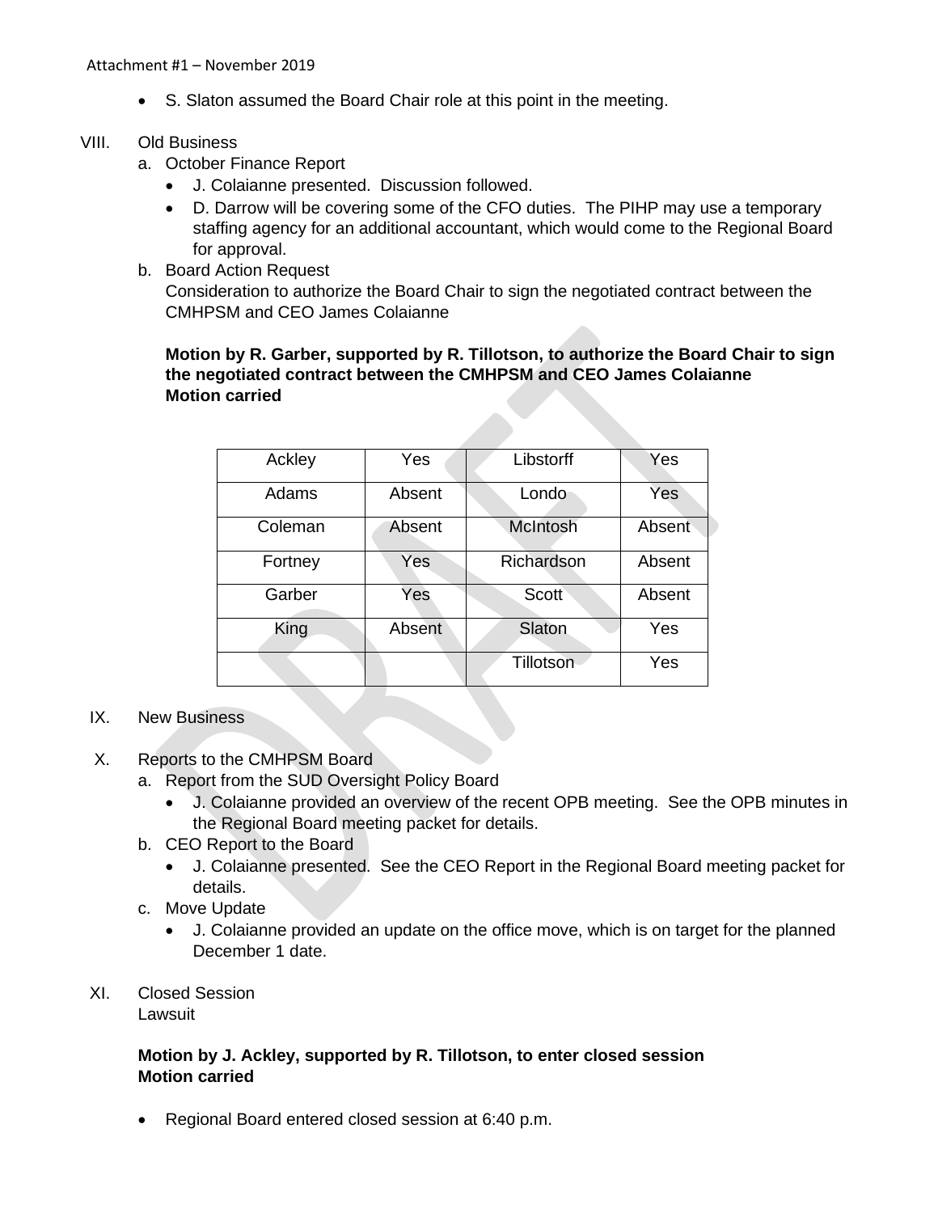- S. Slaton assumed the Board Chair role at this point in the meeting.

VIII. Old Business

a. October Finance Report
   - J. Colaianne presented. Discussion followed.
   - D. Darrow will be covering some of the CFO duties. The PIHP may use a temporary staffing agency for an additional accountant, which would come to the Regional Board for approval.

b. Board Action Request
   Consideration to authorize the Board Chair to sign the negotiated contract between the CMHPSM and CEO James Colaianne

   **Motion by R. Garber, supported by R. Tillotson, to authorize the Board Chair to sign the negotiated contract between the CMHPSM and CEO James Colaianne**
   **Motion carried**

| Ackley | Yes | Libstorff | Yes |
|---|---|---|---|
| Adams | Absent | Londo | Yes |
| Coleman | Absent | McIntosh | Absent |
| Fortney | Yes | Richardson | Absent |
| Garber | Yes | Scott | Absent |
| King | Absent | Slaton | Yes |
| | | Tillotson | Yes |

IX. New Business

X. Reports to the CMHPSM Board

a. Report from the SUD Oversight Policy Board
   - J. Colaianne provided an overview of the recent OPB meeting. See the OPB minutes in the Regional Board meeting packet for details.

b. CEO Report to the Board
   - J. Colaianne presented. See the CEO Report in the Regional Board meeting packet for details.

c. Move Update
   - J. Colaianne provided an update on the office move, which is on target for the planned December 1 date.

XI. Closed Session
Lawsuit

**Motion by J. Ackley, supported by R. Tillotson, to enter closed session**
**Motion carried**

- Regional Board entered closed session at 6:40 p.m.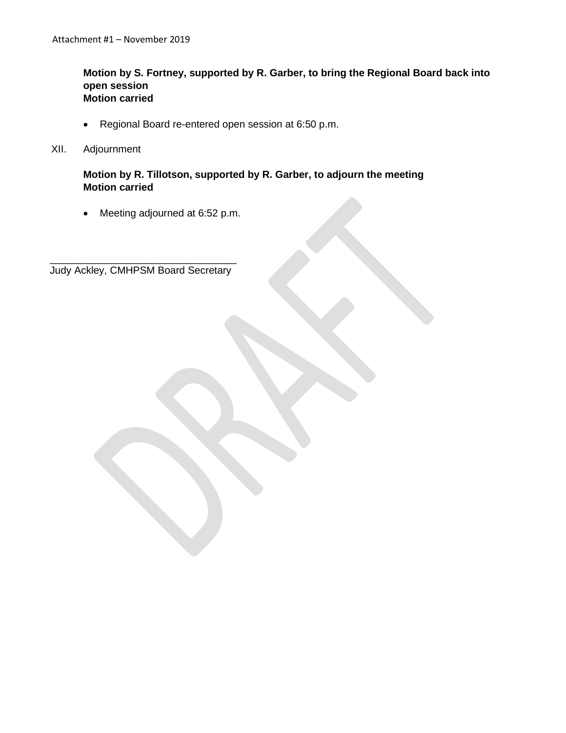**Motion by S. Fortney, supported by R. Garber, to bring the Regional Board back into open session**
**Motion carried**

- Regional Board re-entered open session at 6:50 p.m.

XII. Adjournment

**Motion by R. Tillotson, supported by R. Garber, to adjourn the meeting**
**Motion carried**

- Meeting adjourned at 6:52 p.m.

\_\_\_\_\_\_\_\_\_\_\_\_\_\_\_\_\_\_\_\_\_\_\_\_\_\_\_\_\_\_\_\_\_\_\_
Judy Ackley, CMHPSM Board Secretary

DRAFT